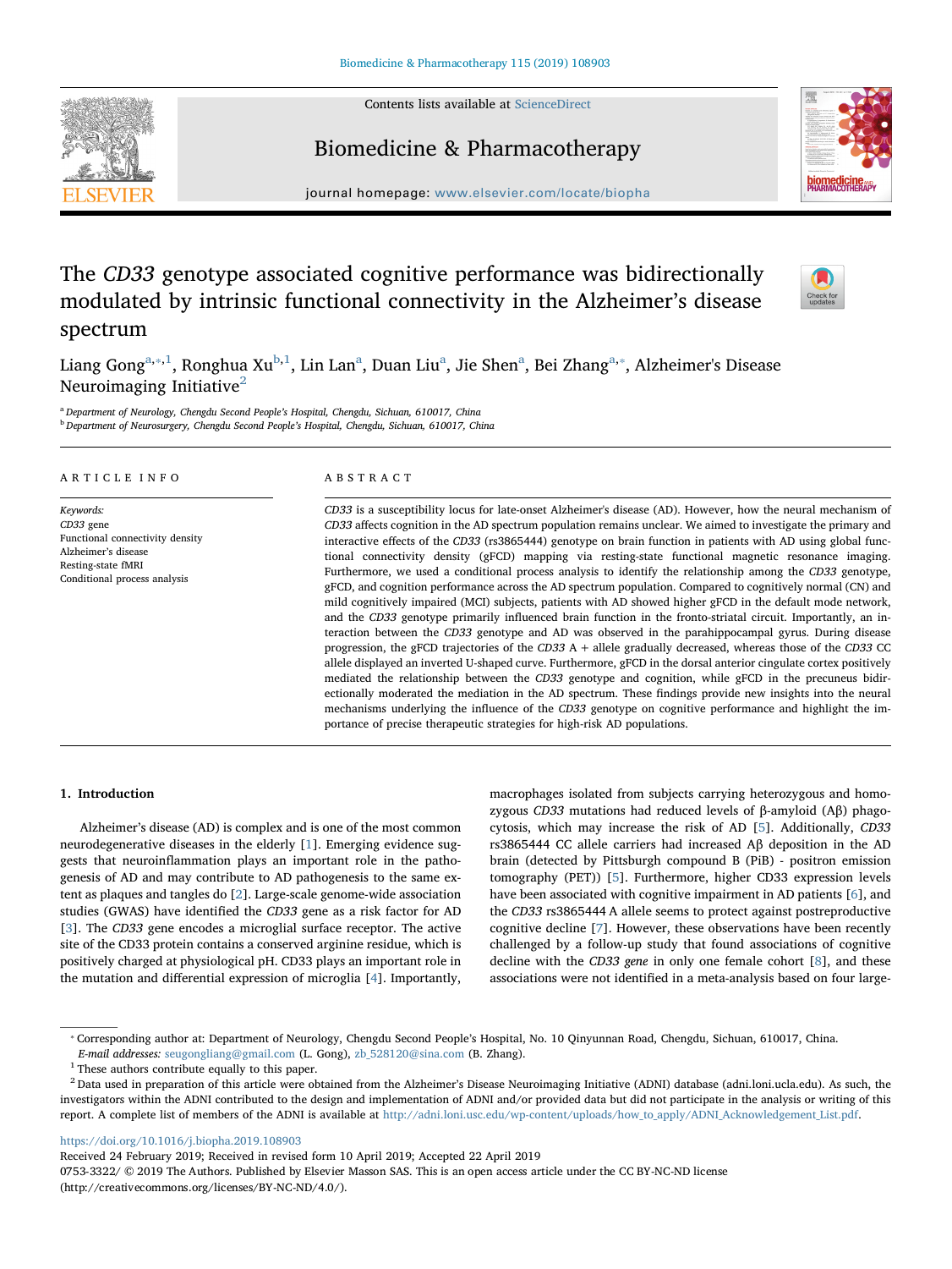# The *CD33* genotype associated cognitive performance was bidirectionally modulated by intrinsic functional connectivity in the Alzheimer's disease spectrum

Liang Gong[a,*,1], Ronghua Xu[b,1], Lin Lan[a], Duan Liu[a], Jie Shen[a], Bei Zhang[a,*], Alzheimer's Disease Neuroimaging Initiative[2]

[a] Department of Neurology, Chengdu Second People's Hospital, Chengdu, Sichuan, 610017, China

[b] Department of Neurosurgery, Chengdu Second People's Hospital, Chengdu, Sichuan, 610017, China

## ARTICLE INFO

*Keywords:*
*CD33* gene
Functional connectivity density
Alzheimer's disease
Resting-state fMRI
Conditional process analysis

## ABSTRACT

*CD33* is a susceptibility locus for late-onset Alzheimer's disease (AD). However, how the neural mechanism of *CD33* affects cognition in the AD spectrum population remains unclear. We aimed to investigate the primary and interactive effects of the *CD33* (rs3865444) genotype on brain function in patients with AD using global functional connectivity density (gFCD) mapping via resting-state functional magnetic resonance imaging. Furthermore, we used a conditional process analysis to identify the relationship among the *CD33* genotype, gFCD, and cognition performance across the AD spectrum population. Compared to cognitively normal (CN) and mild cognitively impaired (MCI) subjects, patients with AD showed higher gFCD in the default mode network, and the *CD33* genotype primarily influenced brain function in the fronto-striatal circuit. Importantly, an interaction between the *CD33* genotype and AD was observed in the parahippocampal gyrus. During disease progression, the gFCD trajectories of the *CD33* A + allele gradually decreased, whereas those of the *CD33* CC allele displayed an inverted U-shaped curve. Furthermore, gFCD in the dorsal anterior cingulate cortex positively mediated the relationship between the *CD33* genotype and cognition, while gFCD in the precuneus bidirectionally moderated the relationship in the AD spectrum. These findings provide new insights into the neural mechanisms underlying the influence of the *CD33* genotype on cognitive performance and highlight the importance of precise therapeutic strategies for high-risk AD populations.

## 1. Introduction

Alzheimer's disease (AD) is complex and is one of the most common neurodegenerative diseases in the elderly [1]. Emerging evidence suggests that neuroinflammation plays an important role in the pathogenesis of AD and may contribute to AD pathogenesis to the same extent as plaques and tangles do [2]. Large-scale genome-wide association studies (GWAS) have identified the *CD33* gene as a risk factor for AD [3]. The *CD33* gene encodes a microglial surface receptor. The active site of the CD33 protein contains a conserved arginine residue, which is positively charged at physiological pH. CD33 plays an important role in the mutation and differential expression of microglia [4]. Importantly, macrophages isolated from subjects carrying heterozygous and homozygous *CD33* mutations had reduced levels of β-amyloid (Aβ) phagocytosis, which may increase the risk of AD [5]. Additionally, *CD33* rs3865444 CC allele carriers had increased Aβ deposition in the AD brain (detected by Pittsburgh compound B (PiB) - positron emission tomography (PET)) [5]. Furthermore, higher CD33 expression levels have been associated with cognitive impairment in AD patients [6], and the *CD33* rs3865444 A allele seems to protect against postreproductive cognitive decline [7]. However, these observations have been recently challenged by a follow-up study that found associations of cognitive decline with the *CD33 gene* in only one female cohort [8], and these associations were not identified in a meta-analysis based on four large-

---

* Corresponding author at: Department of Neurology, Chengdu Second People's Hospital, No. 10 Qinyunnan Road, Chengdu, Sichuan, 610017, China.
*E-mail addresses:* seugongliang@gmail.com (L. Gong), zb_528120@sina.com (B. Zhang).

1 These authors contribute equally to this paper.

2 Data used in preparation of this article were obtained from the Alzheimer's Disease Neuroimaging Initiative (ADNI) database (adni.loni.ucla.edu). As such, the investigators within the ADNI contributed to the design and implementation of ADNI and/or provided data but did not participate in the analysis or writing of this report. A complete list of members of the ADNI is available at http://adni.loni.usc.edu/wp-content/uploads/how_to_apply/ADNI_Acknowledgement_List.pdf.

https://doi.org/10.1016/j.biopha.2019.108903
Received 24 February 2019; Received in revised form 10 April 2019; Accepted 22 April 2019
0753-3322/ © 2019 The Authors. Published by Elsevier Masson SAS. This is an open access article under the CC BY-NC-ND license (http://creativecommons.org/licenses/BY-NC-ND/4.0/).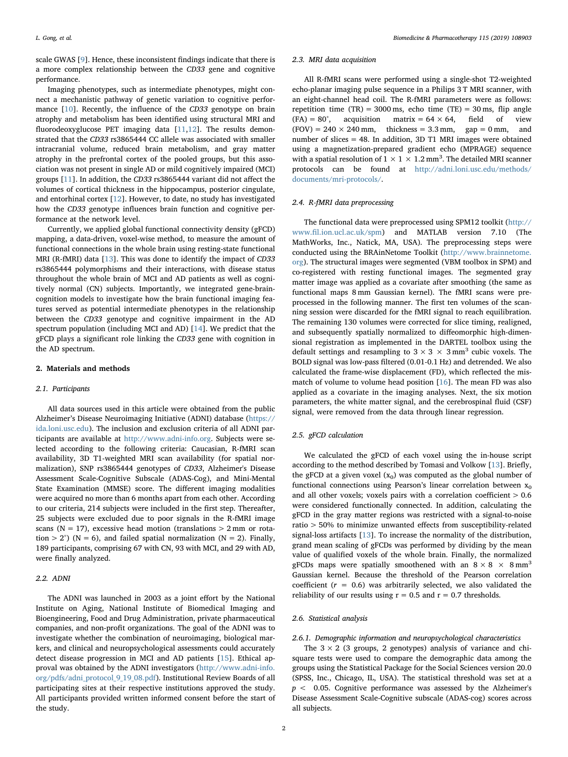scale GWAS [9]. Hence, these inconsistent findings indicate that there is a more complex relationship between the *CD33* gene and cognitive performance.

Imaging phenotypes, such as intermediate phenotypes, might connect a mechanistic pathway of genetic variation to cognitive performance [10]. Recently, the influence of the *CD33* genotype on brain atrophy and metabolism has been identified using structural MRI and fluorodeoxyglucose PET imaging data [11,12]. The results demonstrated that the *CD33* rs3865444 CC allele was associated with smaller intracranial volume, reduced brain metabolism, and gray matter atrophy in the prefrontal cortex of the pooled groups, but this association was not present in single AD or mild cognitively impaired (MCI) groups [11]. In addition, the *CD33* rs3865444 variant did not affect the volumes of cortical thickness in the hippocampus, posterior cingulate, and entorhinal cortex [12]. However, to date, no study has investigated how the *CD33* genotype influences brain function and cognitive performance at the network level.

Currently, we applied global functional connectivity density (gFCD) mapping, a data-driven, voxel-wise method, to measure the amount of functional connections in the whole brain using resting-state functional MRI (R-fMRI) data [13]. This was done to identify the impact of *CD33* rs3865444 polymorphisms and their interactions, with disease status throughout the whole brain of MCI and AD patients as well as cognitively normal (CN) subjects. Importantly, we integrated gene-brain-cognition models to investigate how the brain functional imaging features served as potential intermediate phenotypes in the relationship between the *CD33* genotype and cognitive impairment in the AD spectrum population (including MCI and AD) [14]. We predict that the gFCD plays a significant role linking the *CD33* gene with cognition in the AD spectrum.

## 2. Materials and methods

### 2.1. Participants

All data sources used in this article were obtained from the public Alzheimer's Disease Neuroimaging Initiative (ADNI) database (https://ida.loni.usc.edu). The inclusion and exclusion criteria of all ADNI participants are available at http://www.adni-info.org. Subjects were selected according to the following criteria: Caucasian, R-fMRI scan availability, 3D T1-weighted MRI scan availability (for spatial normalization), SNP rs3865444 genotypes of *CD33*, Alzheimer's Disease Assessment Scale-Cognitive Subscale (ADAS-Cog), and Mini-Mental State Examination (MMSE) score. The different imaging modalities were acquired no more than 6 months apart from each other. According to our criteria, 214 subjects were included in the first step. Thereafter, 25 subjects were excluded due to poor signals in the R-fMRI image scans (N = 17), excessive head motion (translations > 2 mm or rotation > 2°) (N = 6), and failed spatial normalization (N = 2). Finally, 189 participants, comprising 67 with CN, 93 with MCI, and 29 with AD, were finally analyzed.

### 2.2. ADNI

The ADNI was launched in 2003 as a joint effort by the National Institute on Aging, National Institute of Biomedical Imaging and Bioengineering, Food and Drug Administration, private pharmaceutical companies, and non-profit organizations. The goal of the ADNI was to investigate whether the combination of neuroimaging, biological markers, and clinical and neuropsychological assessments could accurately detect disease progression in MCI and AD patients [15]. Ethical approval was obtained by the ADNI investigators (http://www.adni-info.org/pdfs/adni_protocol_9_19_08.pdf). Institutional Review Boards of all participating sites at their respective institutions approved the study. All participants provided written informed consent before the start of the study.

### 2.3. MRI data acquisition

All R-fMRI scans were performed using a single-shot T2-weighted echo-planar imaging pulse sequence in a Philips 3 T MRI scanner, with an eight-channel head coil. The R-fMRI parameters were as follows: repetition time (TR) = 3000 ms, echo time (TE) = 30 ms, flip angle (FA) = 80°, acquisition matrix = 64 × 64, field of view (FOV) = 240 × 240 mm, thickness = 3.3 mm, gap = 0 mm, and number of slices = 48. In addition, 3D T1 MRI images were obtained using a magnetization-prepared gradient echo (MPRAGE) sequence with a spatial resolution of 1 × 1 × 1.2 $mm^3$. The detailed MRI scanner protocols can be found at http://adni.loni.usc.edu/methods/documents/mri-protocols/.

### 2.4. R-fMRI data preprocessing

The functional data were preprocessed using SPM12 toolkit (http://www.fil.ion.ucl.ac.uk/spm) and MATLAB version 7.10 (The MathWorks, Inc., Natick, MA, USA). The preprocessing steps were conducted using the BRAinNetome Toolkit (http://www.brainnetome.org). The structural images were segmented (VBM toolbox in SPM) and co-registered with resting functional images. The segmented gray matter image was applied as a covariate after smoothing (the same as functional maps 8 mm Gaussian kernel). The fMRI scans were preprocessed in the following manner. The first ten volumes of the scanning session were discarded for the fMRI signal to reach equilibration. The remaining 130 volumes were corrected for slice timing, realigned, and subsequently spatially normalized to diffeomorphic high-dimensional registration as implemented in the DARTEL toolbox using the default settings and resampling to 3 × 3 × 3 $mm^3$ cubic voxels. The BOLD signal was low-pass filtered (0.01-0.1 Hz) and detrended. We also calculated the frame-wise displacement (FD), which reflected the mismatch of volume to volume head position [16]. The mean FD was also applied as a covariate in the imaging analyses. Next, the six motion parameters, the white matter signal, and the cerebrospinal fluid (CSF) signal, were removed from the data through linear regression.

### 2.5. gFCD calculation

We calculated the gFCD of each voxel using the in-house script according to the method described by Tomasi and Volkow [13]. Briefly, the gFCD at a given voxel ($x_0$) was computed as the global number of functional connections using Pearson's linear correlation between $x_0$ and all other voxels; voxels pairs with a correlation coefficient > 0.6 were considered functionally connected. In addition, calculating the gFCD in the gray matter regions was restricted with a signal-to-noise ratio > 50% to minimize unwanted effects from susceptibility-related signal-loss artifacts [13]. To increase the normality of the distribution, grand mean scaling of gFCDs was performed by dividing by the mean value of qualified voxels of the whole brain. Finally, the normalized gFCDs maps were spatially smoothened with an 8 × 8 × 8 $mm^3$ Gaussian kernel. Because the threshold of the Pearson correlation coefficient ($r$ = 0.6) was arbitrarily selected, we also validated the reliability of our results using r = 0.5 and r = 0.7 thresholds.

### 2.6. Statistical analysis

#### 2.6.1. Demographic information and neuropsychological characteristics

The 3 × 2 (3 groups, 2 genotypes) analysis of variance and chi-square tests were used to compare the demographic data among the groups using the Statistical Package for the Social Sciences version 20.0 (SPSS, Inc., Chicago, IL, USA). The statistical threshold was set at a $p < 0.05$. Cognitive performance was assessed by the Alzheimer's Disease Assessment Scale-Cognitive subscale (ADAS-cog) scores across all subjects.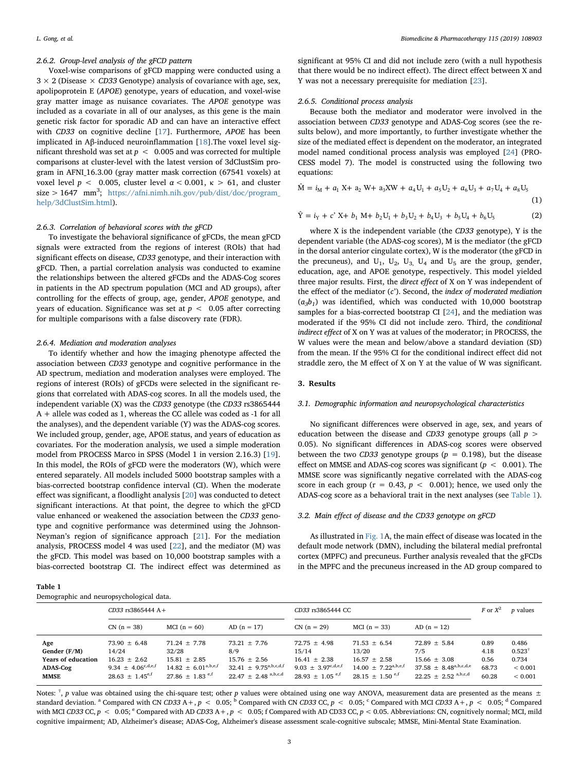### 2.6.2. Group-level analysis of the gFCD pattern

Voxel-wise comparisons of gFCD mapping were conducted using a 3 × 2 (Disease × *CD33* Genotype) analysis of covariance with age, sex, apolipoprotein E (*APOE*) genotype, years of education, and voxel-wise gray matter image as nuisance covariates. The *APOE* genotype was included as a covariate in all of our analyses, as this gene is the main genetic risk factor for sporadic AD and can have an interactive effect with *CD33* on cognitive decline [17]. Furthermore, *APOE* has been implicated in Aβ-induced neuroinflammation [18].The voxel level significant threshold was set at $p < 0.005$ and was corrected for multiple comparisons at cluster-level with the latest version of 3dClustSim program in AFNI_16.3.00 (gray matter mask correction (67541 voxels) at voxel level $p < 0.005$, cluster level $\alpha < 0.001$, $\kappa > 61$, and cluster size > 1647 $mm^3$; https://afni.nimh.nih.gov/pub/dist/doc/program_help/3dClustSim.html).

### 2.6.3. Correlation of behavioral scores with the gFCD

To investigate the behavioral significance of gFCDs, the mean gFCD signals were extracted from the regions of interest (ROIs) that had significant effects on disease, *CD33* genotype, and their interaction with gFCD. Then, a partial correlation analysis was conducted to examine the relationships between the altered gFCDs and the ADAS-Cog scores in patients in the AD spectrum population (MCI and AD groups), after controlling for the effects of group, age, gender, *APOE* genotype, and years of education. Significance was set at $p < 0.05$ after correcting for multiple comparisons with a false discovery rate (FDR).

### 2.6.4. Mediation and moderation analyses

To identify whether and how the imaging phenotype affected the association between *CD33* genotype and cognitive performance in the AD spectrum, mediation and moderation analyses were employed. The regions of interest (ROIs) of gFCDs were selected in the significant regions that correlated with ADAS-cog scores. In all the models used, the independent variable (X) was the *CD33* genotype (the *CD33* rs3865444 A + allele was coded as 1, whereas the CC allele was coded as -1 for all the analyses), and the dependent variable (Y) was the ADAS-cog scores. We included group, gender, age, APOE status, and years of education as covariates. For the moderation analysis, we used a simple moderation model from PROCESS Marco in SPSS (Model 1 in version 2.16.3) [19]. In this model, the ROIs of gFCD were the moderators (W), which were entered separately. All models included 5000 bootstrap samples with a bias-corrected confidence interval (CI). When the moderate effect was significant, a floodlight analysis [20] was conducted to detect significant interactions. At that point, the degree to which the gFCD value enhanced or weakened the association between the *CD33* genotype and cognitive performance was determined using the Johnson-Neyman's region of significance approach [21]. For the mediation analysis, PROCESS model 4 was used [22], and the mediator (M) was the gFCD. This model was based on 10,000 bootstrap samples with a bias-corrected bootstrap CI. The indirect effect was determined as significant at 95% CI and did not include zero (with a null hypothesis that there would be no indirect effect). The direct effect between X and Y was not a necessary prerequisite for mediation [23].

### 2.6.5. Conditional process analysis

Because both the mediator and moderator were involved in the association between *CD33* genotype and ADAS-Cog scores (see the results below), and more importantly, to further investigate whether the size of the mediated effect is dependent on the moderator, an integrated model named conditional process analysis was employed [24] (PROCESS model 7). The model is constructed using the following two equations:

$$\hat{M} = i_M + a_1 X + a_2 W + a_3 XW + a_4 U_1 + a_5 U_2 + a_6 U_3 + a_7 U_4 + a_8 U_5 \quad (1)$$

$$\hat{Y} = i_Y + c' X + b_1 M + b_2 U_1 + b_3 U_2 + b_4 U_3 + b_5 U_4 + b_6 U_5 \quad (2)$$

where X is the independent variable (the *CD33* genotype), Y is the dependent variable (the ADAS-cog scores), M is the mediator (the gFCD in the dorsal anterior cingulate cortex), W is the moderator (the gFCD in the precuneus), and $U_1$, $U_2$, $U_3$, $U_4$ and $U_5$ are the group, gender, education, age, and APOE genotype, respectively. This model yielded three major results. First, the *direct effect* of X on Y was independent of the effect of the mediator ($c'$). Second, the *index of moderated mediation* ($a_3 b_1$) was identified, which was conducted with 10,000 bootstrap samples for a bias-corrected bootstrap CI [24], and the mediation was moderated if the 95% CI did not include zero. Third, the *conditional indirect effect* of X on Y was at values of the moderator; in PROCESS, the W values were the mean and below/above a standard deviation (SD) from the mean. If the 95% CI for the conditional indirect effect did not straddle zero, the M effect of X on Y at the value of W was significant.

## 3. Results

### 3.1. Demographic information and neuropsychological characteristics

No significant differences were observed in age, sex, and years of education between the disease and *CD33* genotype groups (all $p > 0.05$). No significant differences in ADAS-cog scores were observed between the two *CD33* genotype groups ($p = 0.198$), but the disease effect on MMSE and ADAS-cog scores was significant ($p < 0.001$). The MMSE score was significantly negative correlated with the ADAS-cog score in each group ($r = 0.43$, $p < 0.001$); hence, we used only the ADAS-cog score as a behavioral trait in the next analyses (see Table 1).

### 3.2. Main effect of disease and the CD33 genotype on gFCD

As illustrated in Fig. 1A, the main effect of disease was located in the default mode network (DMN), including the bilateral medial prefrontal cortex (MPFC) and precuneus. Further analysis revealed that the gFCDs in the MPFC and the precuneus increased in the AD group compared to

**Table 1**
Demographic and neuropsychological data.

| | *CD33* rs3865444 A+ | | | *CD33* rs3865444 CC | | | $F$ or $X^2$ | $p$ values |
|---|---|---|---|---|---|---|---|---|
| | CN (n = 38) | MCI (n = 60) | AD (n = 17) | CN (n = 29) | MCI (n = 33) | AD (n = 12) | | |
| **Age** | 73.90 ± 6.48 | 71.24 ± 7.78 | 73.21 ± 7.76 | 72.75 ± 4.98 | 71.53 ± 6.54 | 72.89 ± 5.84 | 0.89 | 0.486 |
| **Gender (F/M)** | 14/24 | 32/28 | 8/9 | 15/14 | 13/20 | 7/5 | 4.18 | 0.523[†] |
| **Years of education** | 16.23 ± 2.62 | 15.81 ± 2.85 | 15.76 ± 2.56 | 16.41 ± 2.38 | 16.57 ± 2.58 | 15.66 ± 3.08 | 0.56 | 0.734 |
| **ADAS-Cog** | 9.34 ± 4.06[c,d,e,f] | 14.82 ± 6.01[a,b,e,f] | 32.41 ± 9.75[a,b,c,d,f] | 9.03 ± 3.97[c,d,e,f] | 14.00 ± 7.22[a,b,e,f] | 37.58 ± 8.48[a,b,c,d,e] | 68.73 | < 0.001 |
| **MMSE** | 28.63 ± 1.45[e,f] | 27.86 ± 1.83[e,f] | 22.47 ± 2.48[a,b,c,d] | 28.93 ± 1.05[e,f] | 28.15 ± 1.50[e,f] | 22.25 ± 2.52[a,b,c,d] | 60.28 | < 0.001 |

Notes: [†], $p$ value was obtained using the chi-square test; other $p$ values were obtained using one way ANOVA, measurement data are presented as the means ± standard deviation. [a] Compared with CN *CD33* A+, $p < 0.05$; [b] Compared with CN *CD33* CC, $p < 0.05$; [c] Compared with MCI *CD33* A+, $p < 0.05$; [d] Compared with MCI *CD33* CC, $p < 0.05$; [e] Compared with AD *CD33* A+, $p < 0.05$; f Compared with AD CD33 CC, $p < 0.05$. Abbreviations: CN, cognitively normal; MCI, mild cognitive impairment; AD, Alzheimer's disease; ADAS-Cog, Alzheimer's disease assessment scale-cognitive subscale; MMSE, Mini-Mental State Examination.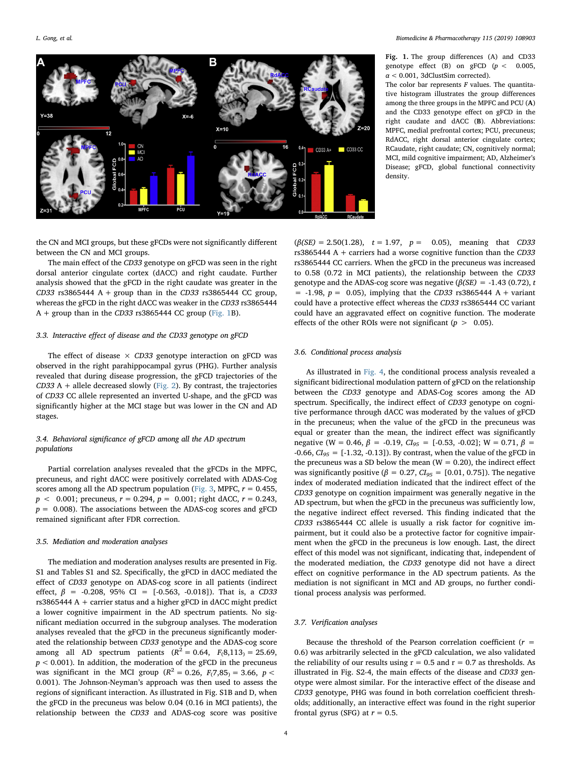**Fig. 1.** The group differences (A) and CD33 genotype effect (B) on gFCD ($p < 0.005$, $\alpha < 0.001$, 3dClustSim corrected).
The color bar represents F values. The quantitative histogram illustrates the group differences among the three groups in the MPFC and PCU (**A**) and the CD33 genotype effect on gFCD in the right caudate and dACC (**B**). Abbreviations: MPFC, medial prefrontal cortex; PCU, precuneus; RdACC, right dorsal anterior cingulate cortex; RCaudate, right caudate; CN, cognitively normal; MCI, mild cognitive impairment; AD, Alzheimer's Disease; gFCD, global functional connectivity density.

the CN and MCI groups, but these gFCDs were not significantly different between the CN and MCI groups.

The main effect of the *CD33* genotype on gFCD was seen in the right dorsal anterior cingulate cortex (dACC) and right caudate. Further analysis showed that the gFCD in the right caudate was greater in the *CD33* rs3865444 A + group than in the *CD33* rs3865444 CC group, whereas the gFCD in the right dACC was weaker in the *CD33* rs3865444 A + group than in the *CD33* rs3865444 CC group (Fig. 1B).

### 3.3. Interactive effect of disease and the CD33 genotype on gFCD

The effect of disease × *CD33* genotype interaction on gFCD was observed in the right parahippocampal gyrus (PHG). Further analysis revealed that during disease progression, the gFCD trajectories of the *CD33* A + allele decreased slowly (Fig. 2). By contrast, the trajectories of *CD33* CC allele represented an inverted U-shape, and the gFCD was significantly higher at the MCI stage but was lower in the CN and AD stages.

### 3.4. Behavioral significance of gFCD among all the AD spectrum populations

Partial correlation analyses revealed that the gFCDs in the MPFC, precuneus, and right dACC were positively correlated with ADAS-Cog scores among all the AD spectrum population (Fig. 3, MPFC, $r = 0.455$, $p < 0.001$; precuneus, $r = 0.294$, $p = 0.001$; right dACC, $r = 0.243$, $p = 0.008$). The associations between the ADAS-cog scores and gFCD remained significant after FDR correction.

### 3.5. Mediation and moderation analyses

The mediation and moderation analyses results are presented in Fig. S1 and Tables S1 and S2. Specifically, the gFCD in dACC mediated the effect of *CD33* genotype on ADAS-cog score in all patients (indirect effect, $\beta = -0.208$, 95% CI = [-0.563, -0.018]). That is, a *CD33* rs3865444 A + carrier status and a higher gFCD in dACC might predict a lower cognitive impairment in the AD spectrum patients. No significant mediation occurred in the subgroup analyses. The moderation analyses revealed that the gFCD in the precuneus significantly moderated the relationship between *CD33* genotype and the ADAS-cog score among all AD spectrum patients ($R^2 = 0.64$, $F_{(8,113)} = 25.69$, $p < 0.001$). In addition, the moderation of the gFCD in the precuneus was significant in the MCI group ($R^2 = 0.26$, $F_{(7,85)} = 3.66$, $p < 0.001$). The Johnson-Neyman's approach was then used to assess the regions of significant interaction. As illustrated in Fig. S1B and D, when the gFCD in the precuneus was below 0.04 (0.16 in MCI patients), the relationship between the *CD33* and ADAS-cog score was positive ($\beta(SE) = 2.50(1.28)$, $t = 1.97$, $p = 0.05$), meaning that *CD33* rs3865444 A + carriers had a worse cognitive function than the *CD33* rs3865444 CC carriers. When the gFCD in the precuneus was increased to 0.58 (0.72 in MCI patients), the relationship between the *CD33* genotype and the ADAS-cog score was negative ($\beta(SE) = -1.43$ (0.72), $t = -1.98$, $p = 0.05$), implying that the *CD33* rs3865444 A + variant could have a protective effect whereas the *CD33* rs3865444 CC variant could have an aggravated effect on cognitive function. The moderate effects of the other ROIs were not significant ($p > 0.05$).

### 3.6. Conditional process analysis

As illustrated in Fig. 4, the conditional process analysis revealed a significant bidirectional modulation pattern of gFCD on the relationship between the *CD33* genotype and ADAS-Cog scores among the AD spectrum. Specifically, the indirect effect of *CD33* genotype on cognitive performance through dACC was moderated by the values of gFCD in the precuneus; when the value of the gFCD in the precuneus was equal or greater than the mean, the indirect effect was significantly negative (W = 0.46, $\beta = -0.19$, $CI_{95}$ = [-0.53, -0.02]; W = 0.71, $\beta = -0.66$, $CI_{95}$ = [-1.32, -0.13]). By contrast, when the value of the gFCD in the precuneus was a SD below the mean (W = 0.20), the indirect effect was significantly positive ($\beta = 0.27$, $CI_{95}$ = [0.01, 0.75]). The negative index of moderated mediation indicated that the indirect effect of the *CD33* genotype on cognition impairment was generally negative in the AD spectrum, but when the gFCD in the precuneus was sufficiently low, the negative indirect effect reversed. This finding indicated that the *CD33* rs3865444 CC allele is usually a risk factor for cognitive impairment, but it could also be a protective factor for cognitive impairment when the gFCD in the precuneus is low enough. Last, the direct effect of this model was not significant, indicating that, independent of the moderated mediation, the *CD33* genotype did not have a direct effect on cognitive performance in the AD spectrum patients. As the mediation is not significant in MCI and AD groups, no further conditional process analysis was performed.

### 3.7. Verification analyses

Because the threshold of the Pearson correlation coefficient ($r = 0.6$) was arbitrarily selected in the gFCD calculation, we also validated the reliability of our results using r = 0.5 and r = 0.7 as thresholds. As illustrated in Fig. S2-4, the main effects of the disease and *CD33* genotype were almost similar. For the interactive effect of the disease and *CD33* genotype, PHG was found in both correlation coefficient thresholds; additionally, an interactive effect was found in the right superior frontal gyrus (SFG) at r = 0.5.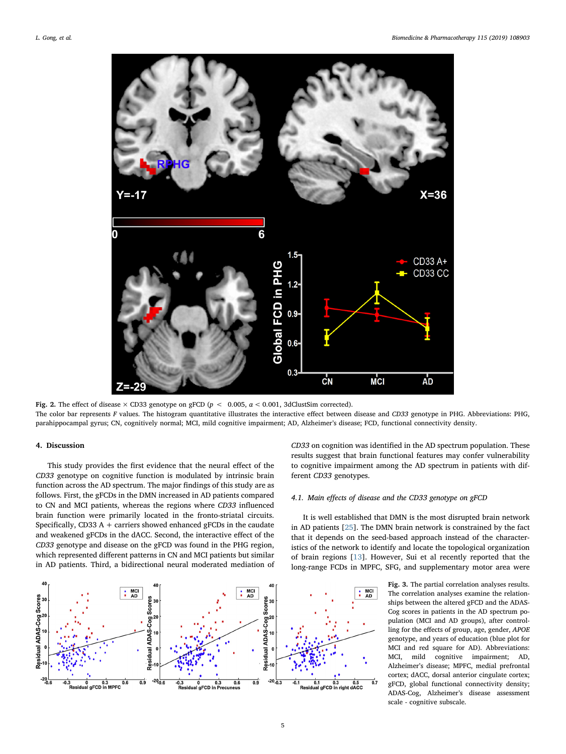**Fig. 2.** The effect of disease × CD33 genotype on gFCD ($p < 0.005$, $\alpha < 0.001$, 3dClustSim corrected).
The color bar represents *F* values. The histogram quantitative illustrates the interactive effect between disease and *CD33* genotype in PHG. Abbreviations: PHG, parahippocampal gyrus; CN, cognitively normal; MCI, mild cognitive impairment; AD, Alzheimer's disease; FCD, functional connectivity density.

## 4. Discussion

This study provides the first evidence that the neural effect of the *CD33* genotype on cognitive function is modulated by intrinsic brain function across the AD spectrum. The major findings of this study are as follows. First, the gFCDs in the DMN increased in AD patients compared to CN and MCI patients, whereas the regions where *CD33* influenced brain function were primarily located in the fronto-striatal circuits. Specifically, CD33 A + carriers showed enhanced gFCDs in the caudate and weakened gFCDs in the dACC. Second, the interactive effect of the *CD33* genotype and disease on the gFCD was found in the PHG region, which represented different patterns in CN and MCI patients but similar in AD patients. Third, a bidirectional neural moderated mediation of *CD33* on cognition was identified in the AD spectrum population. These results suggest that brain functional features may confer vulnerability to cognitive impairment among the AD spectrum in patients with different *CD33* genotypes.

### 4.1. Main effects of disease and the CD33 genotype on gFCD

It is well established that DMN is the most disrupted brain network in AD patients [25]. The DMN brain network is constrained by the fact that it depends on the seed-based approach instead of the characteristics of the network to identify and locate the topological organization of brain regions [13]. However, Sui et al recently reported that the long-range FCDs in MPFC, SFG, and supplementary motor area were

**Fig. 3.** The partial correlation analyses results. The correlation analyses examine the relationships between the altered gFCD and the ADAS-Cog scores in patients in the AD spectrum population (MCI and AD groups), after controlling for the effects of group, age, gender, *APOE* genotype, and years of education (blue plot for MCI and red square for AD). Abbreviations: MCI, mild cognitive impairment; AD, Alzheimer's disease; MPFC, medial prefrontal cortex; dACC, dorsal anterior cingulate cortex; gFCD, global functional connectivity density; ADAS-Cog, Alzheimer's disease assessment scale - cognitive subscale.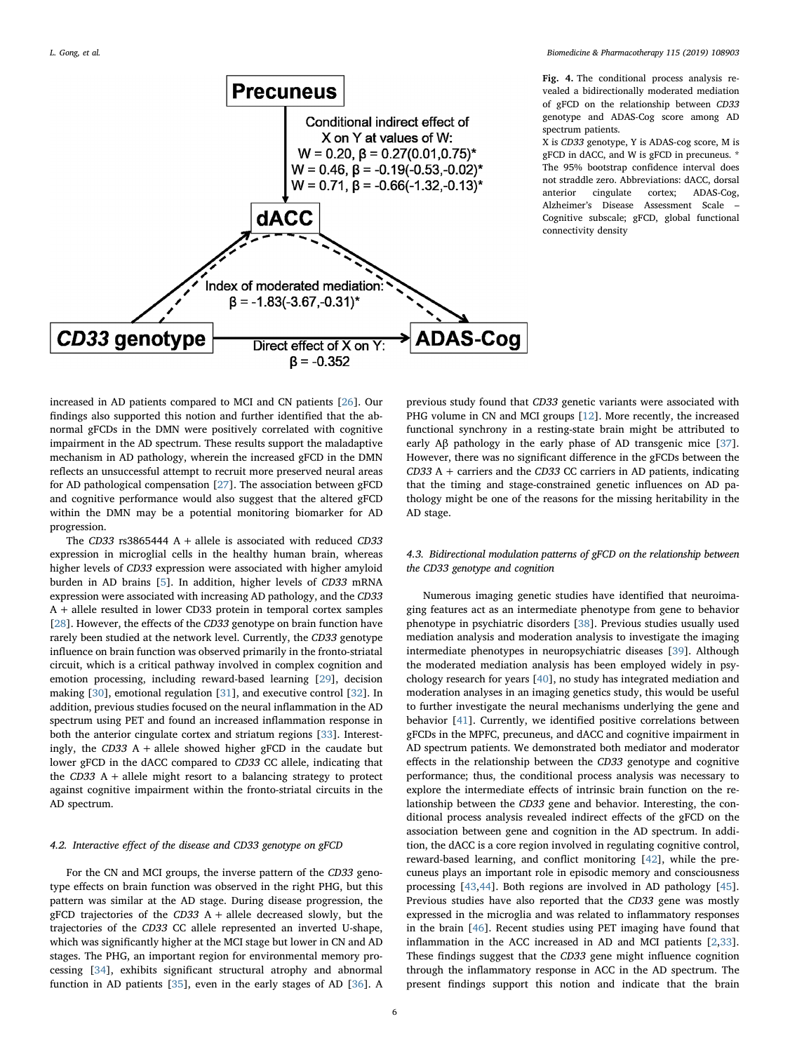Fig. 4. The conditional process analysis revealed a bidirectionally moderated mediation of gFCD on the relationship between *CD33* genotype and ADAS-Cog score among AD spectrum patients.

X is *CD33* genotype, Y is ADAS-cog score, M is gFCD in dACC, and W is gFCD in precuneus. * The 95% bootstrap confidence interval does not straddle zero. Abbreviations: dACC, dorsal anterior cingulate cortex; ADAS-Cog, Alzheimer's Disease Assessment Scale – Cognitive subscale; gFCD, global functional connectivity density

increased in AD patients compared to MCI and CN patients [26]. Our findings also supported this notion and further identified that the abnormal gFCDs in the DMN were positively correlated with cognitive impairment in the AD spectrum. These results support the maladaptive mechanism in AD pathology, wherein the increased gFCD in the DMN reflects an unsuccessful attempt to recruit more preserved neural areas for AD pathological compensation [27]. The association between gFCD and cognitive performance would also suggest that the altered gFCD within the DMN may be a potential monitoring biomarker for AD progression.

The *CD33* rs3865444 A + allele is associated with reduced *CD33* expression in microglial cells in the healthy human brain, whereas higher levels of *CD33* expression were associated with higher amyloid burden in AD brains [5]. In addition, higher levels of *CD33* mRNA expression were associated with increasing AD pathology, and the *CD33* A + allele resulted in lower CD33 protein in temporal cortex samples [28]. However, the effects of the *CD33* genotype on brain function have rarely been studied at the network level. Currently, the *CD33* genotype influence on brain function was observed primarily in the fronto-striatal circuit, which is a critical pathway involved in complex cognition and emotion processing, including reward-based learning [29], decision making [30], emotional regulation [31], and executive control [32]. In addition, previous studies focused on the neural inflammation in the AD spectrum using PET and found an increased inflammation response in both the anterior cingulate cortex and striatum regions [33]. Interestingly, the *CD33* A + allele showed higher gFCD in the caudate but lower gFCD in the dACC compared to *CD33* CC allele, indicating that the *CD33* A + allele might resort to a balancing strategy to protect against cognitive impairment within the fronto-striatal circuits in the AD spectrum.

### 4.2. Interactive effect of the disease and CD33 genotype on gFCD

For the CN and MCI groups, the inverse pattern of the *CD33* genotype effects on brain function was observed in the right PHG, but this pattern was similar at the AD stage. During disease progression, the gFCD trajectories of the *CD33* A + allele decreased slowly, but the trajectories of the *CD33* CC allele represented an inverted U-shape, which was significantly higher at the MCI stage but lower in CN and AD stages. The PHG, an important region for environmental memory processing [34], exhibits significant structural atrophy and abnormal function in AD patients [35], even in the early stages of AD [36]. A previous study found that *CD33* genetic variants were associated with PHG volume in CN and MCI groups [12]. More recently, the increased functional synchrony in a resting-state brain might be attributed to early Aβ pathology in the early phase of AD transgenic mice [37]. However, there was no significant difference in the gFCDs between the *CD33* A + carriers and the *CD33* CC carriers in AD patients, indicating that the timing and stage-constrained genetic influences on AD pathology might be one of the reasons for the missing heritability in the AD stage.

### 4.3. Bidirectional modulation patterns of gFCD on the relationship between the CD33 genotype and cognition

Numerous imaging genetic studies have identified that neuroimaging features act as an intermediate phenotype from gene to behavior phenotype in psychiatric disorders [38]. Previous studies usually used mediation analysis and moderation analysis to investigate the imaging intermediate phenotypes in neuropsychiatric diseases [39]. Although the moderated mediation analysis has been employed widely in psychology research for years [40], no study has integrated mediation and moderation analyses in an imaging genetics study, this would be useful to further investigate the neural mechanisms underlying the gene and behavior [41]. Currently, we identified positive correlations between gFCDs in the MPFC, precuneus, and dACC and cognitive impairment in AD spectrum patients. We demonstrated both mediator and moderator effects in the relationship between the *CD33* genotype and cognitive performance; thus, the conditional process analysis was necessary to explore the intermediate effects of intrinsic brain function on the relationship between the *CD33* gene and behavior. Interesting, the conditional process analysis revealed indirect effects of the gFCD on the association between gene and cognition in the AD spectrum. In addition, the dACC is a core region involved in regulating cognitive control, reward-based learning, and conflict monitoring [42], while the precuneus plays an important role in episodic memory and consciousness processing [43,44]. Both regions are involved in AD pathology [45]. Previous studies have also reported that the *CD33* gene was mostly expressed in the microglia and was related to inflammatory responses in the brain [46]. Recent studies using PET imaging have found that inflammation in the ACC increased in AD and MCI patients [2,33]. These findings suggest that the *CD33* gene might influence cognition through the inflammatory response in ACC in the AD spectrum. The present findings support this notion and indicate that the brain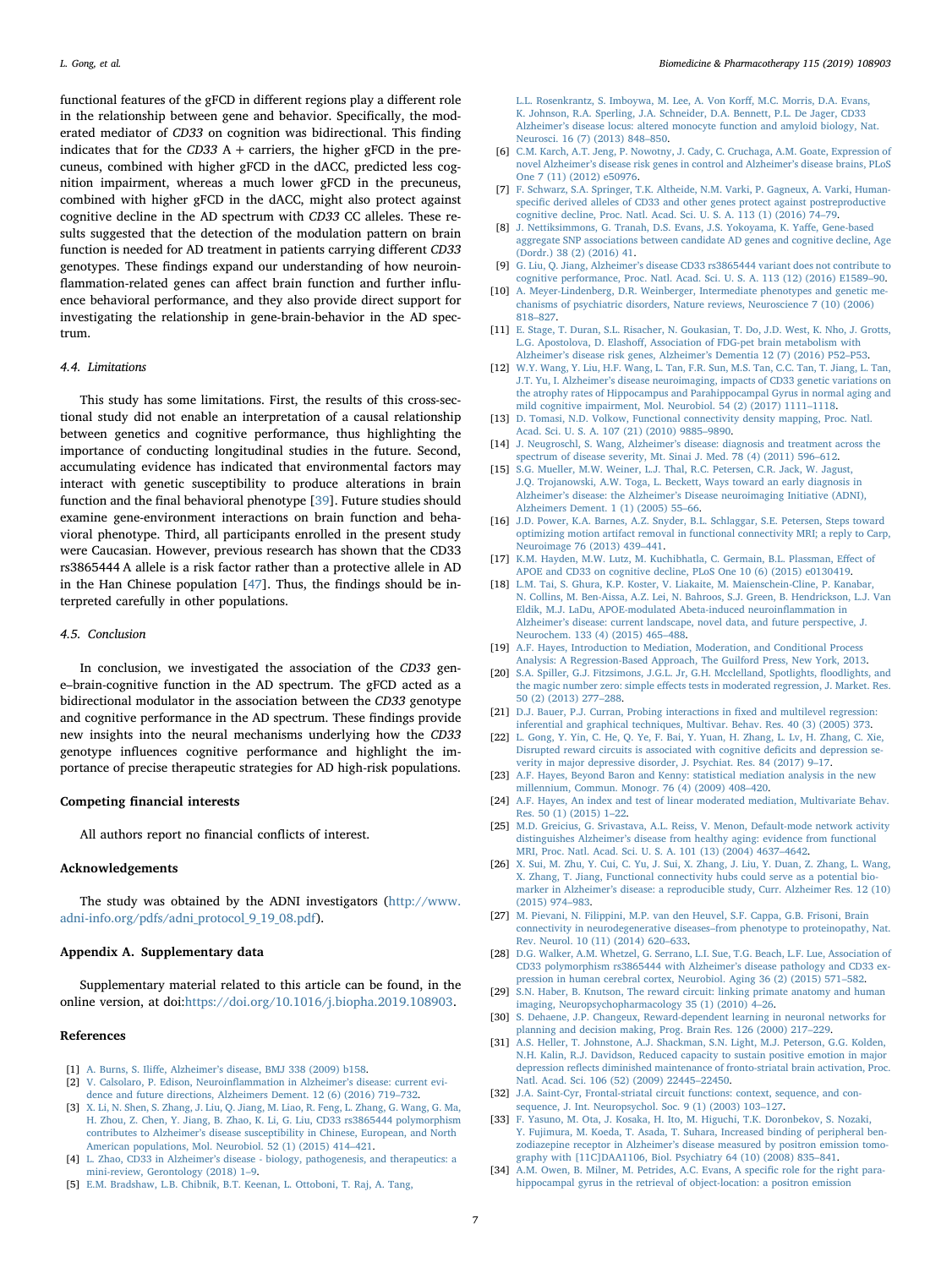functional features of the gFCD in different regions play a different role in the relationship between gene and behavior. Specifically, the moderated mediator of *CD33* on cognition was bidirectional. This finding indicates that for the *CD33* A + carriers, the higher gFCD in the precuneus, combined with higher gFCD in the dACC, predicted less cognition impairment, whereas a much lower gFCD in the precuneus, combined with higher gFCD in the dACC, might also protect against cognitive decline in the AD spectrum with *CD33* CC alleles. These results suggested that the detection of the modulation pattern on brain function is needed for AD treatment in patients carrying different *CD33* genotypes. These findings expand our understanding of how neuroinflammation-related genes can affect brain function and further influence behavioral performance, and they also provide direct support for investigating the relationship in gene-brain-behavior in the AD spectrum.

### 4.4. Limitations

This study has some limitations. First, the results of this cross-sectional study did not enable an interpretation of a causal relationship between genetics and cognitive performance, thus highlighting the importance of conducting longitudinal studies in the future. Second, accumulating evidence has indicated that environmental factors may interact with genetic susceptibility to produce alterations in brain function and the final behavioral phenotype [39]. Future studies should examine gene-environment interactions on brain function and behavioral phenotype. Third, all participants enrolled in the present study were Caucasian. However, previous research has shown that the CD33 rs3865444 A allele is a risk factor rather than a protective allele in AD in the Han Chinese population [47]. Thus, the findings should be interpreted carefully in other populations.

### 4.5. Conclusion

In conclusion, we investigated the association of the *CD33* gene–brain-cognitive function in the AD spectrum. The gFCD acted as a bidirectional modulator in the association between the *CD33* genotype and cognitive performance in the AD spectrum. These findings provide new insights into the neural mechanisms underlying how the *CD33* genotype influences cognitive performance and highlight the importance of precise therapeutic strategies for AD high-risk populations.

## Competing financial interests

All authors report no financial conflicts of interest.

## Acknowledgements

The study was obtained by the ADNI investigators (http://www.adni-info.org/pdfs/adni_protocol_9_19_08.pdf).

## Appendix A. Supplementary data

Supplementary material related to this article can be found, in the online version, at doi:https://doi.org/10.1016/j.biopha.2019.108903.

## References

[1] A. Burns, S. Iliffe, Alzheimer's disease, BMJ 338 (2009) b158.

[2] V. Calsolaro, P. Edison, Neuroinflammation in Alzheimer's disease: current evidence and future directions, Alzheimers Dement. 12 (6) (2016) 719–732.

[3] X. Li, N. Shen, S. Zhang, J. Liu, Q. Jiang, M. Liao, R. Feng, L. Zhang, G. Wang, G. Ma, H. Zhou, Z. Chen, Y. Jiang, B. Zhao, K. Li, G. Liu, CD33 rs3865444 polymorphism contributes to Alzheimer's disease susceptibility in Chinese, European, and North American populations, Mol. Neurobiol. 52 (1) (2015) 414–421.

[4] L. Zhao, CD33 in Alzheimer's disease - biology, pathogenesis, and therapeutics: a mini-review, Gerontology (2018) 1–9.

[5] E.M. Bradshaw, L.B. Chibnik, B.T. Keenan, L. Ottoboni, T. Raj, A. Tang, L.L. Rosenkrantz, S. Imboywa, M. Lee, A. Von Korff, M.C. Morris, D.A. Evans, K. Johnson, R.A. Sperling, J.A. Schneider, D.A. Bennett, P.L. De Jager, CD33 Alzheimer's disease locus: altered monocyte function and amyloid biology, Nat. Neurosci. 16 (7) (2013) 848–850.

[6] C.M. Karch, A.T. Jeng, P. Nowotny, J. Cady, C. Cruchaga, A.M. Goate, Expression of novel Alzheimer's disease risk genes in control and Alzheimer's disease brains, PLoS One 7 (11) (2012) e50976.

[7] F. Schwarz, S.A. Springer, T.K. Altheide, N.M. Varki, P. Gagneux, A. Varki, Human-specific derived alleles of CD33 and other genes protect against postreproductive cognitive decline, Proc. Natl. Acad. Sci. U. S. A. 113 (1) (2016) 74–79.

[8] J. Nettiksimmons, G. Tranah, D.S. Evans, J.S. Yokoyama, K. Yaffe, Gene-based aggregate SNP associations between candidate AD genes and cognitive decline, Age (Dordr.) 38 (2) (2016) 41.

[9] G. Liu, Q. Jiang, Alzheimer's disease CD33 rs3865444 variant does not contribute to cognitive performance, Proc. Natl. Acad. Sci. U. S. A. 113 (12) (2016) E1589–90.

[10] A. Meyer-Lindenberg, D.R. Weinberger, Intermediate phenotypes and genetic mechanisms of psychiatric disorders, Nature reviews, Neuroscience 7 (10) (2006) 818–827.

[11] E. Stage, T. Duran, S.L. Risacher, N. Goukasian, T. Do, J.D. West, K. Nho, J. Grotts, L.G. Apostolova, D. Elashoff, Association of FDG-pet brain metabolism with Alzheimer's disease risk genes, Alzheimer's Dementia 12 (7) (2016) P52–P53.

[12] W.Y. Wang, Y. Liu, H.F. Wang, L. Tan, F.R. Sun, M.S. Tan, C.C. Tan, T. Jiang, L. Tan, J.T. Yu, I. Alzheimer's disease neuroimaging, impacts of CD33 genetic variations on the atrophy rates of Hippocampus and Parahippocampal Gyrus in normal aging and mild cognitive impairment, Mol. Neurobiol. 54 (2) (2017) 1111–1118.

[13] D. Tomasi, N.D. Volkow, Functional connectivity density mapping, Proc. Natl. Acad. Sci. U. S. A. 107 (21) (2010) 9885–9890.

[14] J. Neugroschl, S. Wang, Alzheimer's disease: diagnosis and treatment across the spectrum of disease severity, Mt. Sinai J. Med. 78 (4) (2011) 596–612.

[15] S.G. Mueller, M.W. Weiner, L.J. Thal, R.C. Petersen, C.R. Jack, W. Jagust, J.Q. Trojanowski, A.W. Toga, L. Beckett, Ways toward an early diagnosis in Alzheimer's disease: the Alzheimer's Disease Neuroimaging Initiative (ADNI), Alzheimers Dement. 1 (1) (2005) 55–66.

[16] J.D. Power, K.A. Barnes, A.Z. Snyder, B.L. Schlaggar, S.E. Petersen, Steps toward optimizing motion artifact removal in functional connectivity MRI; a reply to Carp, Neuroimage 76 (2013) 439–441.

[17] K.M. Hayden, M.W. Lutz, M. Kuchibhatla, C. Germain, B.L. Plassman, Effect of APOE and CD33 on cognitive decline, PLoS One 10 (6) (2015) e0130419.

[18] L.M. Tai, S. Ghura, K.P. Koster, V. Liakaite, M. Maienschein-Cline, P. Kanabar, N. Collins, M. Ben-Aissa, A.Z. Lei, N. Bahroos, S.J. Green, B. Hendrickson, L.J. Van Eldik, M.J. LaDu, APOE-modulated Abeta-induced neuroinflammation in Alzheimer's disease: current landscape, novel data, and future perspective, J. Neurochem. 133 (4) (2015) 465–488.

[19] A.F. Hayes, Introduction to Mediation, Moderation, and Conditional Process Analysis: A Regression-Based Approach, The Guilford Press, New York, 2013.

[20] S.A. Spiller, G.J. Fitzsimons, J.G.L. Jr, G.H. Mcclelland, Spotlights, floodlights, and the magic number zero: simple effects tests in moderated regression, J. Market. Res. 50 (2) (2013) 277–288.

[21] D.J. Bauer, P.J. Curran, Probing interactions in fixed and multilevel regression: inferential and graphical techniques, Multivar. Behav. Res. 40 (3) (2005) 373.

[22] L. Gong, Y. Yin, C. He, Q. Ye, F. Bai, Y. Yuan, H. Zhang, L. Lv, H. Zhang, C. Xie, Disrupted reward circuits is associated with cognitive deficits and depression severity in major depressive disorder, J. Psychiat. Res. 84 (2017) 9–17.

[23] A.F. Hayes, Beyond Baron and Kenny: statistical mediation analysis in the new millennium, Commun. Monogr. 76 (4) (2009) 408–420.

[24] A.F. Hayes, An index and test of linear moderated mediation, Multivariate Behav. Res. 50 (1) (2015) 1–22.

[25] M.D. Greicius, G. Srivastava, A.L. Reiss, V. Menon, Default-mode network activity distinguishes Alzheimer's disease from healthy aging: evidence from functional MRI, Proc. Natl. Acad. Sci. U. S. A. 101 (13) (2004) 4637–4642.

[26] X. Sui, M. Zhu, Y. Cui, C. Yu, J. Sui, X. Zhang, J. Liu, Y. Duan, Z. Zhang, L. Wang, X. Zhang, T. Jiang, Functional connectivity hubs could serve as a potential biomarker in Alzheimer's disease: a reproducible study, Curr. Alzheimer Res. 12 (10) (2015) 974–983.

[27] M. Pievani, N. Filippini, M.P. van den Heuvel, S.F. Cappa, G.B. Frisoni, Brain connectivity in neurodegenerative diseases–from phenotype to proteinopathy, Nat. Rev. Neurol. 10 (11) (2014) 620–633.

[28] D.G. Walker, A.M. Whetzel, G. Serrano, L.I. Sue, T.G. Beach, L.F. Lue, Association of CD33 polymorphism rs3865444 with Alzheimer's disease pathology and CD33 expression in human cerebral cortex, Neurobiol. Aging 36 (2) (2015) 571–582.

[29] S.N. Haber, B. Knutson, The reward circuit: linking primate anatomy and human imaging, Neuropsychopharmacology 35 (1) (2010) 4–26.

[30] S. Dehaene, J.P. Changeux, Reward-dependent learning in neuronal networks for planning and decision making, Prog. Brain Res. 126 (2000) 217–229.

[31] A.S. Heller, T. Johnstone, A.J. Shackman, S.N. Light, M.J. Peterson, G.G. Kolden, N.H. Kalin, R.J. Davidson, Reduced capacity to sustain positive emotion in major depression reflects diminished maintenance of fronto-striatal brain activation, Proc. Natl. Acad. Sci. 106 (52) (2009) 22445–22450.

[32] J.A. Saint-Cyr, Frontal-striatal circuit functions: context, sequence, and consequence, J. Int. Neuropsychol. Soc. 9 (1) (2003) 103–127.

[33] F. Yasuno, M. Ota, J. Kosaka, H. Ito, M. Higuchi, T.K. Doronbekov, S. Nozaki, Y. Fujimura, M. Koeda, T. Asada, T. Suhara, Increased binding of peripheral benzodiazepine receptor in Alzheimer's disease measured by positron emission tomography with [11C]DAA1106, Biol. Psychiatry 64 (10) (2008) 835–841.

[34] A.M. Owen, B. Milner, M. Petrides, A.C. Evans, A specific role for the right parahippocampal gyrus in the retrieval of object-location: a positron emission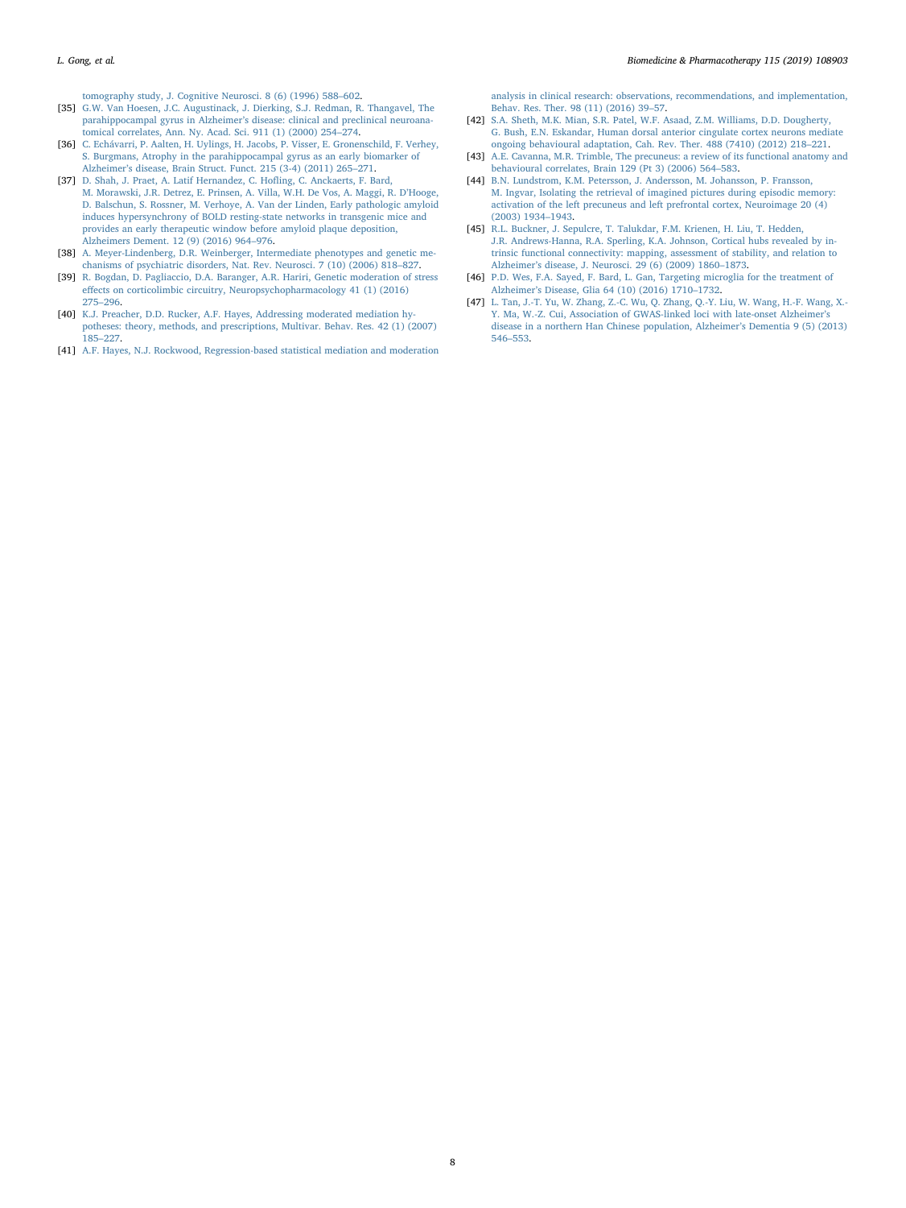tomography study, J. Cognitive Neurosci. 8 (6) (1996) 588–602.

[35] G.W. Van Hoesen, J.C. Augustinack, J. Dierking, S.J. Redman, R. Thangavel, The parahippocampal gyrus in Alzheimer's disease: clinical and preclinical neuroanatomical correlates, Ann. Ny. Acad. Sci. 911 (1) (2000) 254–274.

[36] C. Echávarri, P. Aalten, H. Uylings, H. Jacobs, P. Visser, E. Gronenschild, F. Verhey, S. Burgmans, Atrophy in the parahippocampal gyrus as an early biomarker of Alzheimer's disease, Brain Struct. Funct. 215 (3-4) (2011) 265–271.

[37] D. Shah, J. Praet, A. Latif Hernandez, C. Hofling, C. Anckaerts, F. Bard, M. Morawski, J.R. Detrez, E. Prinsen, A. Villa, W.H. De Vos, A. Maggi, R. D'Hooge, D. Balschun, S. Rossner, M. Verhoye, A. Van der Linden, Early pathologic amyloid induces hypersynchrony of BOLD resting-state networks in transgenic mice and provides an early therapeutic window before amyloid plaque deposition, Alzheimers Dement. 12 (9) (2016) 964–976.

[38] A. Meyer-Lindenberg, D.R. Weinberger, Intermediate phenotypes and genetic mechanisms of psychiatric disorders, Nat. Rev. Neurosci. 7 (10) (2006) 818–827.

[39] R. Bogdan, D. Pagliaccio, D.A. Baranger, A.R. Hariri, Genetic moderation of stress effects on corticolimbic circuitry, Neuropsychopharmacology 41 (1) (2016) 275–296.

[40] K.J. Preacher, D.D. Rucker, A.F. Hayes, Addressing moderated mediation hypotheses: theory, methods, and prescriptions, Multivar. Behav. Res. 42 (1) (2007) 185–227.

[41] A.F. Hayes, N.J. Rockwood, Regression-based statistical mediation and moderation analysis in clinical research: observations, recommendations, and implementation, Behav. Res. Ther. 98 (11) (2016) 39–57.

[42] S.A. Sheth, M.K. Mian, S.R. Patel, W.F. Asaad, Z.M. Williams, D.D. Dougherty, G. Bush, E.N. Eskandar, Human dorsal anterior cingulate cortex neurons mediate ongoing behavioural adaptation, Cah. Rev. Ther. 488 (7410) (2012) 218–221.

[43] A.E. Cavanna, M.R. Trimble, The precuneus: a review of its functional anatomy and behavioural correlates, Brain 129 (Pt 3) (2006) 564–583.

[44] B.N. Lundstrom, K.M. Petersson, J. Andersson, M. Johansson, P. Fransson, M. Ingvar, Isolating the retrieval of imagined pictures during episodic memory: activation of the left precuneus and left prefrontal cortex, Neuroimage 20 (4) (2003) 1934–1943.

[45] R.L. Buckner, J. Sepulcre, T. Talukdar, F.M. Krienen, H. Liu, T. Hedden, J.R. Andrews-Hanna, R.A. Sperling, K.A. Johnson, Cortical hubs revealed by intrinsic functional connectivity: mapping, assessment of stability, and relation to Alzheimer's disease, J. Neurosci. 29 (6) (2009) 1860–1873.

[46] P.D. Wes, F.A. Sayed, F. Bard, L. Gan, Targeting microglia for the treatment of Alzheimer's Disease, Glia 64 (10) (2016) 1710–1732.

[47] L. Tan, J.-T. Yu, W. Zhang, Z.-C. Wu, Q. Zhang, Q.-Y. Liu, W. Wang, H.-F. Wang, X.-Y. Ma, W.-Z. Cui, Association of GWAS-linked loci with late-onset Alzheimer's disease in a northern Han Chinese population, Alzheimer's Dementia 9 (5) (2013) 546–553.